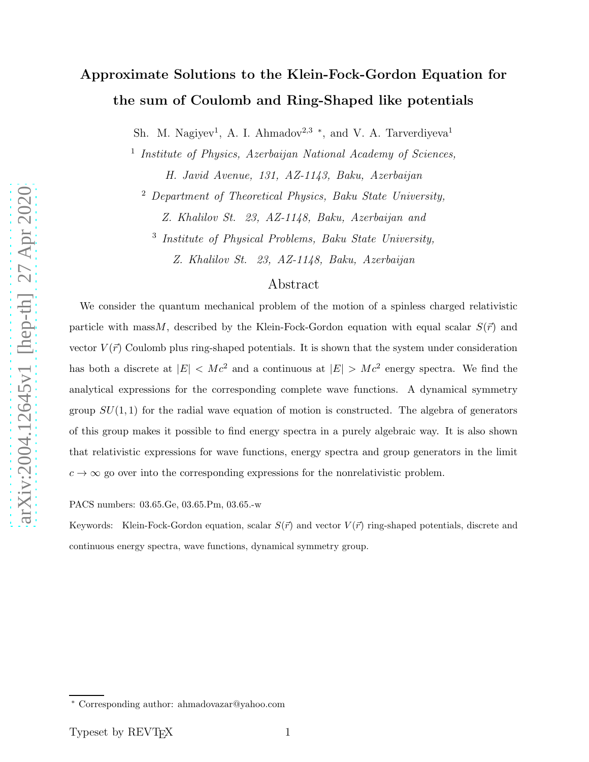# Approximate Solutions to the Klein-Fock-Gordon Equation for the sum of Coulomb and Ring-Shaped like potentials

Sh. M. Nagiyev[1], A. I. Ahmadov[2,3] *, and V. A. Tarverdiyeva[1]

[1] *Institute of Physics, Azerbaijan National Academy of Sciences, H. Javid Avenue, 131, AZ-1143, Baku, Azerbaijan*

[2] *Department of Theoretical Physics, Baku State University, Z. Khalilov St. 23, AZ-1148, Baku, Azerbaijan and*

[3] *Institute of Physical Problems, Baku State University, Z. Khalilov St. 23, AZ-1148, Baku, Azerbaijan*

## Abstract

We consider the quantum mechanical problem of the motion of a spinless charged relativistic particle with mass$M$, described by the Klein-Fock-Gordon equation with equal scalar $S(\vec{r})$ and vector $V(\vec{r})$ Coulomb plus ring-shaped potentials. It is shown that the system under consideration has both a discrete at $|E| < Mc^2$ and a continuous at $|E| > Mc^2$ energy spectra. We find the analytical expressions for the corresponding complete wave functions. A dynamical symmetry group $SU(1,1)$ for the radial wave equation of motion is constructed. The algebra of generators of this group makes it possible to find energy spectra in a purely algebraic way. It is also shown that relativistic expressions for wave functions, energy spectra and group generators in the limit $c \to \infty$ go over into the corresponding expressions for the nonrelativistic problem.

PACS numbers: 03.65.Ge, 03.65.Pm, 03.65.-w

Keywords: Klein-Fock-Gordon equation, scalar $S(\vec{r})$ and vector $V(\vec{r})$ ring-shaped potentials, discrete and continuous energy spectra, wave functions, dynamical symmetry group.

---

* Corresponding author: ahmadovazar@yahoo.com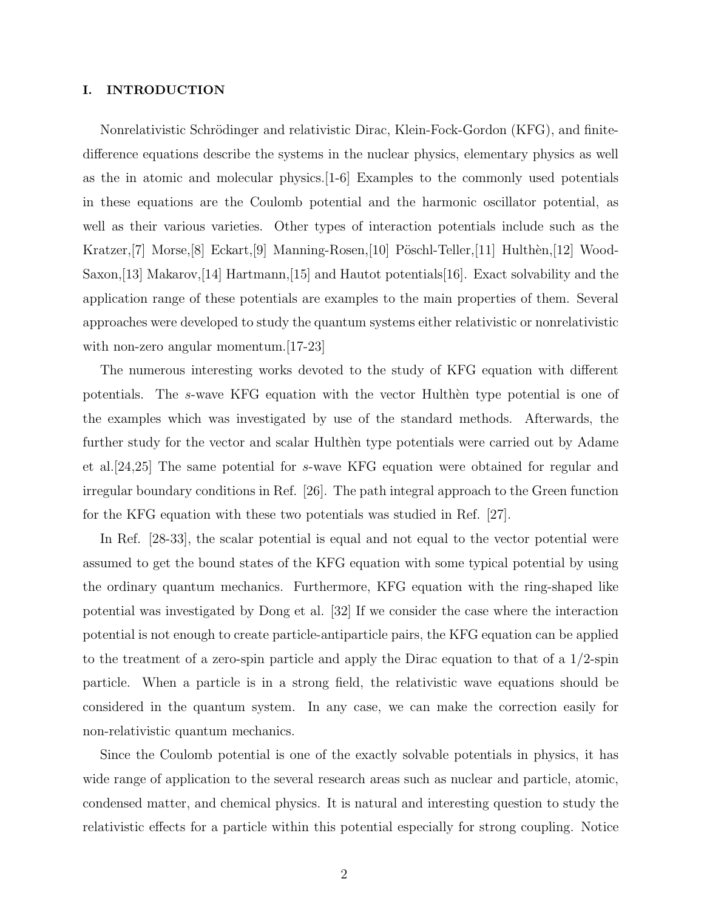## I. INTRODUCTION

Nonrelativistic Schrödinger and relativistic Dirac, Klein-Fock-Gordon (KFG), and finite-difference equations describe the systems in the nuclear physics, elementary physics as well as the in atomic and molecular physics.[1-6] Examples to the commonly used potentials in these equations are the Coulomb potential and the harmonic oscillator potential, as well as their various varieties. Other types of interaction potentials include such as the Kratzer,[7] Morse,[8] Eckart,[9] Manning-Rosen,[10] Pöschl-Teller,[11] Hulthèn,[12] Wood-Saxon,[13] Makarov,[14] Hartmann,[15] and Hautot potentials[16]. Exact solvability and the application range of these potentials are examples to the main properties of them. Several approaches were developed to study the quantum systems either relativistic or nonrelativistic with non-zero angular momentum.[17-23]

The numerous interesting works devoted to the study of KFG equation with different potentials. The *s*-wave KFG equation with the vector Hulthèn type potential is one of the examples which was investigated by use of the standard methods. Afterwards, the further study for the vector and scalar Hulthèn type potentials were carried out by Adame et al.[24,25] The same potential for *s*-wave KFG equation were obtained for regular and irregular boundary conditions in Ref. [26]. The path integral approach to the Green function for the KFG equation with these two potentials was studied in Ref. [27].

In Ref. [28-33], the scalar potential is equal and not equal to the vector potential were assumed to get the bound states of the KFG equation with some typical potential by using the ordinary quantum mechanics. Furthermore, KFG equation with the ring-shaped like potential was investigated by Dong et al. [32] If we consider the case where the interaction potential is not enough to create particle-antiparticle pairs, the KFG equation can be applied to the treatment of a zero-spin particle and apply the Dirac equation to that of a $1/2$-spin particle. When a particle is in a strong field, the relativistic wave equations should be considered in the quantum system. In any case, we can make the correction easily for non-relativistic quantum mechanics.

Since the Coulomb potential is one of the exactly solvable potentials in physics, it has wide range of application to the several research areas such as nuclear and particle, atomic, condensed matter, and chemical physics. It is natural and interesting question to study the relativistic effects for a particle within this potential especially for strong coupling. Notice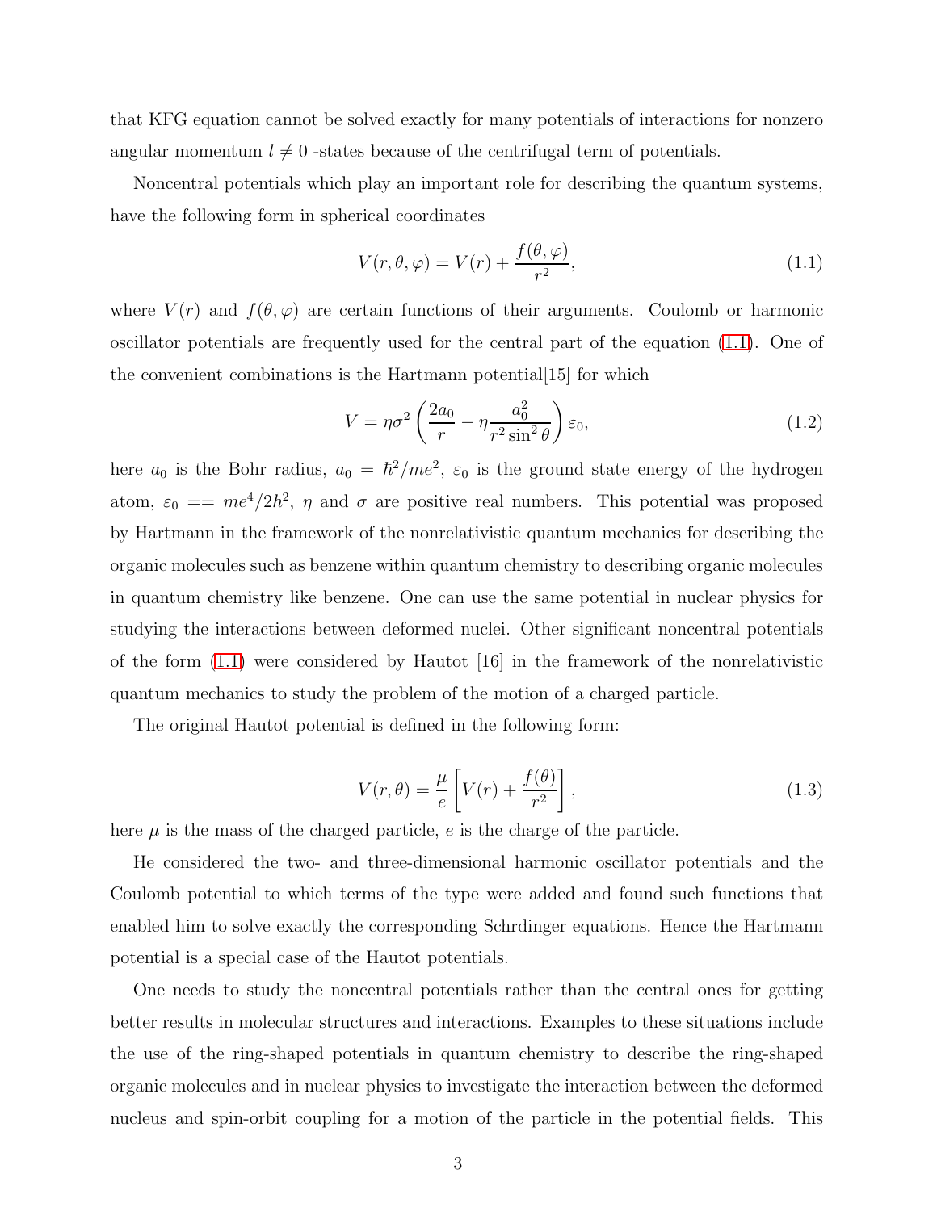that KFG equation cannot be solved exactly for many potentials of interactions for nonzero angular momentum $l \neq 0$ -states because of the centrifugal term of potentials.

Noncentral potentials which play an important role for describing the quantum systems, have the following form in spherical coordinates

$$V(r,\theta,\varphi) = V(r) + \frac{f(\theta,\varphi)}{r^2}, \tag{1.1}$$

where $V(r)$ and $f(\theta,\varphi)$ are certain functions of their arguments. Coulomb or harmonic oscillator potentials are frequently used for the central part of the equation (1.1). One of the convenient combinations is the Hartmann potential[15] for which

$$V = \eta\sigma^2\left(\frac{2a_0}{r} - \eta\frac{a_0^2}{r^2\sin^2\theta}\right)\varepsilon_0, \tag{1.2}$$

here $a_0$ is the Bohr radius, $a_0 = \hbar^2/me^2$, $\varepsilon_0$ is the ground state energy of the hydrogen atom, $\varepsilon_0 == me^4/2\hbar^2$, $\eta$ and $\sigma$ are positive real numbers. This potential was proposed by Hartmann in the framework of the nonrelativistic quantum mechanics for describing the organic molecules such as benzene within quantum chemistry to describing organic molecules in quantum chemistry like benzene. One can use the same potential in nuclear physics for studying the interactions between deformed nuclei. Other significant noncentral potentials of the form (1.1) were considered by Hautot [16] in the framework of the nonrelativistic quantum mechanics to study the problem of the motion of a charged particle.

The original Hautot potential is defined in the following form:

$$V(r,\theta) = \frac{\mu}{e}\left[V(r) + \frac{f(\theta)}{r^2}\right], \tag{1.3}$$

here $\mu$ is the mass of the charged particle, $e$ is the charge of the particle.

He considered the two- and three-dimensional harmonic oscillator potentials and the Coulomb potential to which terms of the type were added and found such functions that enabled him to solve exactly the corresponding Schrdinger equations. Hence the Hartmann potential is a special case of the Hautot potentials.

One needs to study the noncentral potentials rather than the central ones for getting better results in molecular structures and interactions. Examples to these situations include the use of the ring-shaped potentials in quantum chemistry to describe the ring-shaped organic molecules and in nuclear physics to investigate the interaction between the deformed nucleus and spin-orbit coupling for a motion of the particle in the potential fields. This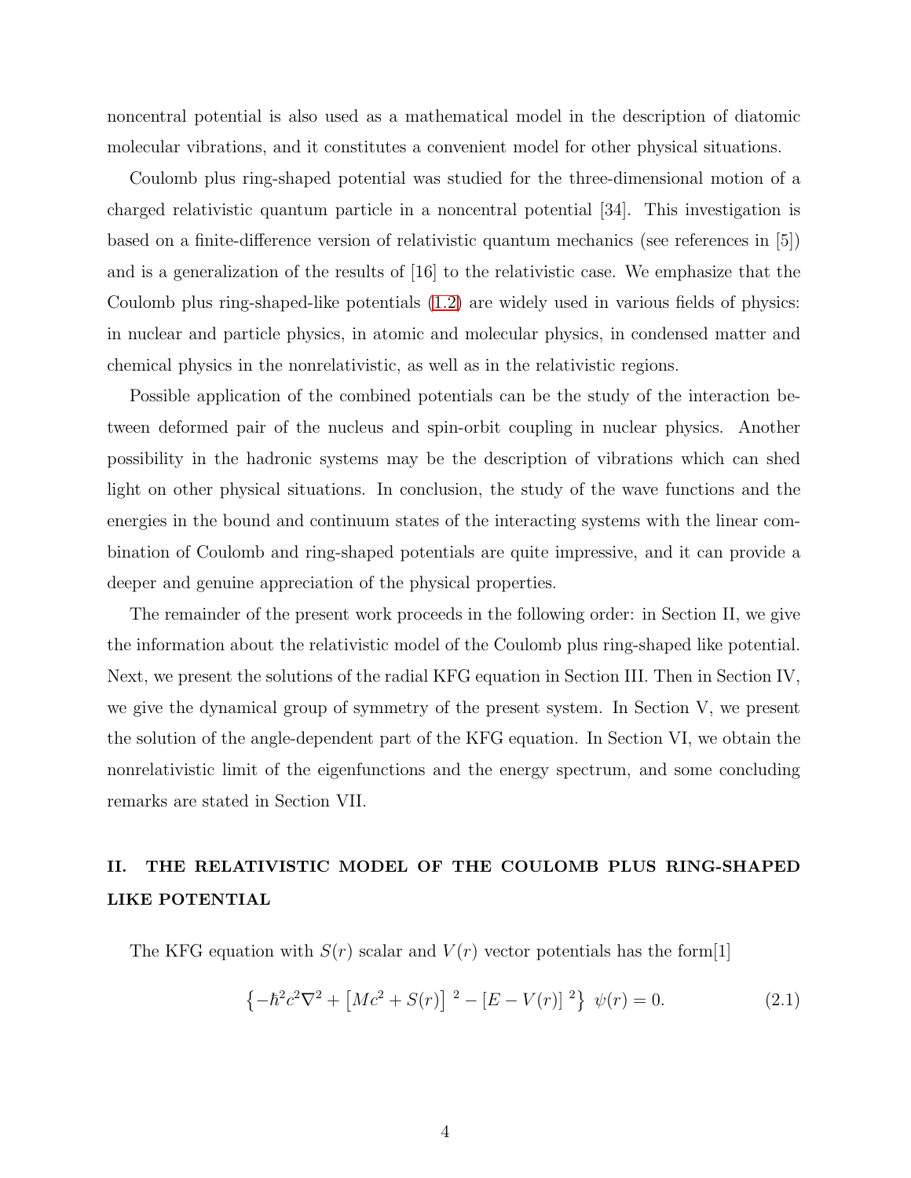noncentral potential is also used as a mathematical model in the description of diatomic molecular vibrations, and it constitutes a convenient model for other physical situations.

Coulomb plus ring-shaped potential was studied for the three-dimensional motion of a charged relativistic quantum particle in a noncentral potential [34]. This investigation is based on a finite-difference version of relativistic quantum mechanics (see references in [5]) and is a generalization of the results of [16] to the relativistic case. We emphasize that the Coulomb plus ring-shaped-like potentials (1.2) are widely used in various fields of physics: in nuclear and particle physics, in atomic and molecular physics, in condensed matter and chemical physics in the nonrelativistic, as well as in the relativistic regions.

Possible application of the combined potentials can be the study of the interaction between deformed pair of the nucleus and spin-orbit coupling in nuclear physics. Another possibility in the hadronic systems may be the description of vibrations which can shed light on other physical situations. In conclusion, the study of the wave functions and the energies in the bound and continuum states of the interacting systems with the linear combination of Coulomb and ring-shaped potentials are quite impressive, and it can provide a deeper and genuine appreciation of the physical properties.

The remainder of the present work proceeds in the following order: in Section II, we give the information about the relativistic model of the Coulomb plus ring-shaped like potential. Next, we present the solutions of the radial KFG equation in Section III. Then in Section IV, we give the dynamical group of symmetry of the present system. In Section V, we present the solution of the angle-dependent part of the KFG equation. In Section VI, we obtain the nonrelativistic limit of the eigenfunctions and the energy spectrum, and some concluding remarks are stated in Section VII.

## II. THE RELATIVISTIC MODEL OF THE COULOMB PLUS RING-SHAPED LIKE POTENTIAL

The KFG equation with $S(r)$ scalar and $V(r)$ vector potentials has the form[1]

$$\left\{-\hbar^2 c^2 \nabla^2 + \left[Mc^2 + S(r)\right]^2 - \left[E - V(r)\right]^2\right\} \psi(r) = 0. \tag{2.1}$$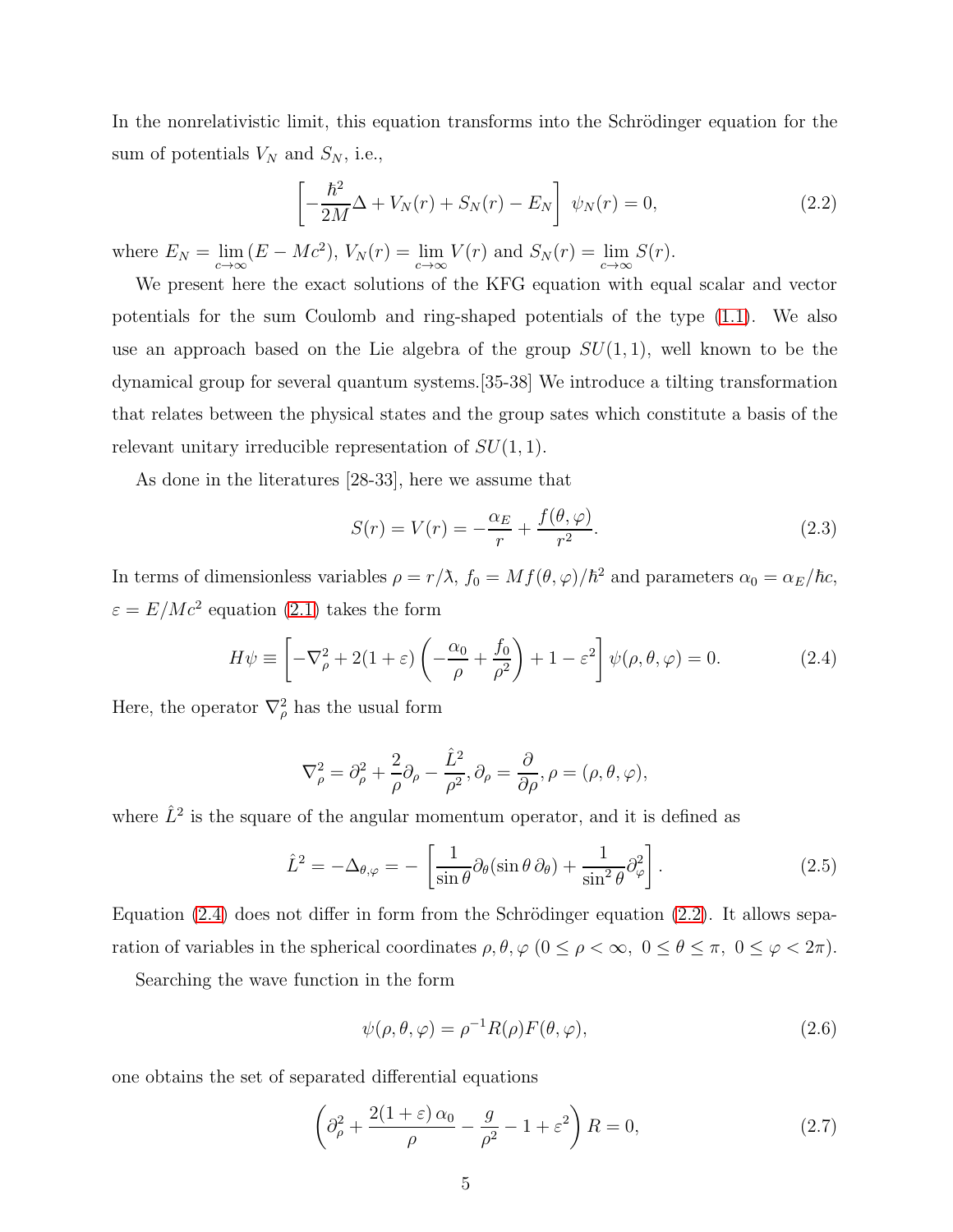In the nonrelativistic limit, this equation transforms into the Schrödinger equation for the sum of potentials $V_N$ and $S_N$, i.e.,

$$\left[ -\frac{\hbar^2}{2M}\Delta + V_N(r) + S_N(r) - E_N \right] \; \psi_N(r) = 0, \tag{2.2}$$

where $E_N = \lim_{c\to\infty}(E - Mc^2)$, $V_N(r) = \lim_{c\to\infty} V(r)$ and $S_N(r) = \lim_{c\to\infty} S(r)$.

We present here the exact solutions of the KFG equation with equal scalar and vector potentials for the sum Coulomb and ring-shaped potentials of the type (1.1). We also use an approach based on the Lie algebra of the group $SU(1,1)$, well known to be the dynamical group for several quantum systems.[35-38] We introduce a tilting transformation that relates between the physical states and the group sates which constitute a basis of the relevant unitary irreducible representation of $SU(1,1)$.

As done in the literatures [28-33], here we assume that

$$S(r) = V(r) = -\frac{\alpha_E}{r} + \frac{f(\theta,\varphi)}{r^2}. \tag{2.3}$$

In terms of dimensionless variables $\rho = r/\lambda\!\!\!^-$, $f_0 = Mf(\theta,\varphi)/\hbar^2$ and parameters $\alpha_0 = \alpha_E/\hbar c$, $\varepsilon = E/Mc^2$ equation (2.1) takes the form

$$H\psi \equiv \left[ -\nabla_\rho^2 + 2(1+\varepsilon)\left( -\frac{\alpha_0}{\rho} + \frac{f_0}{\rho^2} \right) + 1 - \varepsilon^2 \right] \psi(\rho,\theta,\varphi) = 0. \tag{2.4}$$

Here, the operator $\nabla_\rho^2$ has the usual form

$$\nabla_\rho^2 = \partial_\rho^2 + \frac{2}{\rho}\partial_\rho - \frac{\hat{L}^2}{\rho^2}, \partial_\rho = \frac{\partial}{\partial \rho}, \rho = (\rho,\theta,\varphi),$$

where $\hat{L}^2$ is the square of the angular momentum operator, and it is defined as

$$\hat{L}^2 = -\Delta_{\theta,\varphi} = -\left[ \frac{1}{\sin\theta}\partial_\theta(\sin\theta\,\partial_\theta) + \frac{1}{\sin^2\theta}\partial_\varphi^2 \right]. \tag{2.5}$$

Equation (2.4) does not differ in form from the Schrödinger equation (2.2). It allows separation of variables in the spherical coordinates $\rho, \theta, \varphi$ ($0 \le \rho < \infty,\ 0 \le \theta \le \pi,\ 0 \le \varphi < 2\pi$).

Searching the wave function in the form

$$\psi(\rho,\theta,\varphi) = \rho^{-1}R(\rho)F(\theta,\varphi), \tag{2.6}$$

one obtains the set of separated differential equations

$$\left( \partial_\rho^2 + \frac{2(1+\varepsilon)\,\alpha_0}{\rho} - \frac{g}{\rho^2} - 1 + \varepsilon^2 \right) R = 0, \tag{2.7}$$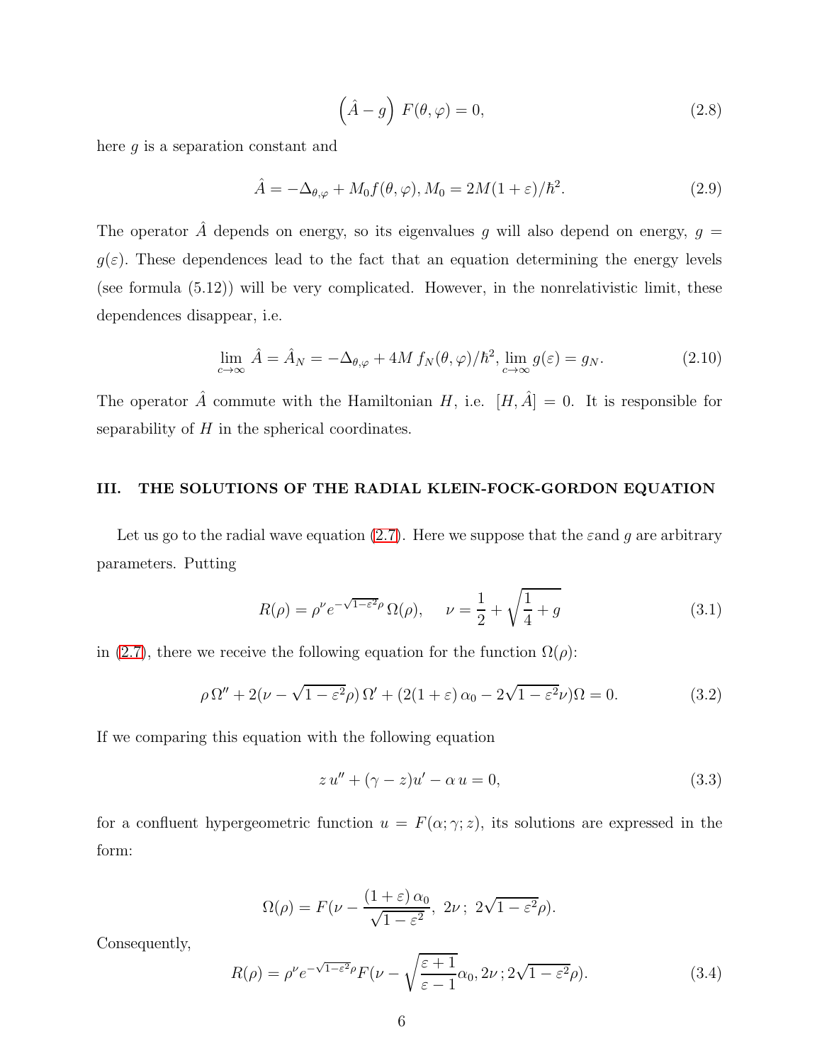$$\left(\hat{A} - g\right) F(\theta, \varphi) = 0, \tag{2.8}$$

here $g$ is a separation constant and

$$\hat{A} = -\Delta_{\theta,\varphi} + M_0 f(\theta, \varphi), M_0 = 2M(1+\varepsilon)/\hbar^2. \tag{2.9}$$

The operator $\hat{A}$ depends on energy, so its eigenvalues $g$ will also depend on energy, $g = g(\varepsilon)$. These dependences lead to the fact that an equation determining the energy levels (see formula (5.12)) will be very complicated. However, in the nonrelativistic limit, these dependences disappear, i.e.

$$\lim_{c\to\infty} \hat{A} = \hat{A}_N = -\Delta_{\theta,\varphi} + 4M\, f_N(\theta, \varphi)/\hbar^2, \lim_{c\to\infty} g(\varepsilon) = g_N. \tag{2.10}$$

The operator $\hat{A}$ commute with the Hamiltonian $H$, i.e. $[H, \hat{A}] = 0$. It is responsible for separability of $H$ in the spherical coordinates.

## III. THE SOLUTIONS OF THE RADIAL KLEIN-FOCK-GORDON EQUATION

Let us go to the radial wave equation (2.7). Here we suppose that the $\varepsilon$and $g$ are arbitrary parameters. Putting

$$R(\rho) = \rho^{\nu} e^{-\sqrt{1-\varepsilon^2}\rho}\, \Omega(\rho), \qquad \nu = \frac{1}{2} + \sqrt{\frac{1}{4} + g} \tag{3.1}$$

in (2.7), there we receive the following equation for the function $\Omega(\rho)$:

$$\rho\, \Omega'' + 2(\nu - \sqrt{1-\varepsilon^2}\rho)\, \Omega' + (2(1+\varepsilon)\, \alpha_0 - 2\sqrt{1-\varepsilon^2}\nu)\Omega = 0. \tag{3.2}$$

If we comparing this equation with the following equation

$$z\, u'' + (\gamma - z)u' - \alpha\, u = 0, \tag{3.3}$$

for a confluent hypergeometric function $u = F(\alpha; \gamma; z)$, its solutions are expressed in the form:

$$\Omega(\rho) = F(\nu - \frac{(1+\varepsilon)\, \alpha_0}{\sqrt{1-\varepsilon^2}},\ 2\nu;\ 2\sqrt{1-\varepsilon^2}\rho).$$

Consequently,

$$R(\rho) = \rho^{\nu} e^{-\sqrt{1-\varepsilon^2}\rho} F(\nu - \sqrt{\frac{\varepsilon+1}{\varepsilon-1}}\alpha_0, 2\nu\, ; 2\sqrt{1-\varepsilon^2}\rho). \tag{3.4}$$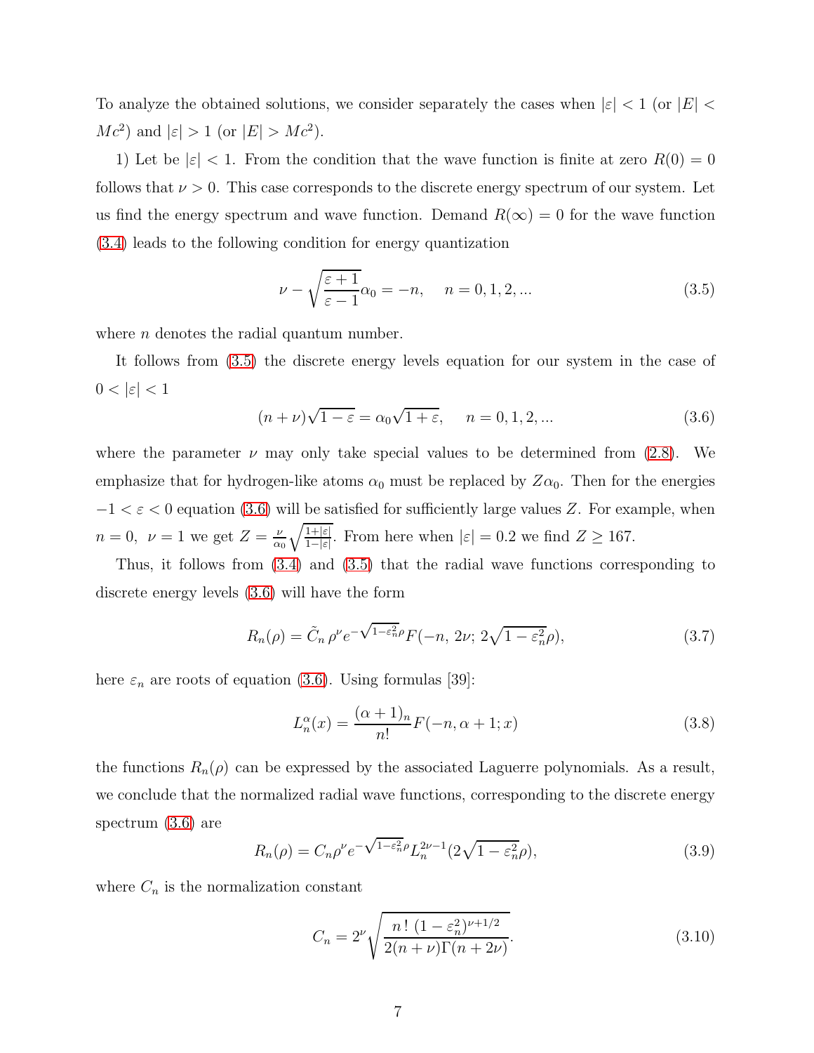To analyze the obtained solutions, we consider separately the cases when $|\varepsilon| < 1$ (or $|E| < Mc^2$) and $|\varepsilon| > 1$ (or $|E| > Mc^2$).

1) Let be $|\varepsilon| < 1$. From the condition that the wave function is finite at zero $R(0) = 0$ follows that $\nu > 0$. This case corresponds to the discrete energy spectrum of our system. Let us find the energy spectrum and wave function. Demand $R(\infty) = 0$ for the wave function (3.4) leads to the following condition for energy quantization

$$\nu - \sqrt{\frac{\varepsilon + 1}{\varepsilon - 1}}\alpha_0 = -n, \quad n = 0, 1, 2, ... \tag{3.5}$$

where $n$ denotes the radial quantum number.

It follows from (3.5) the discrete energy levels equation for our system in the case of $0 < |\varepsilon| < 1$

$$(n + \nu)\sqrt{1 - \varepsilon} = \alpha_0\sqrt{1 + \varepsilon}, \quad n = 0, 1, 2, ... \tag{3.6}$$

where the parameter $\nu$ may only take special values to be determined from (2.8). We emphasize that for hydrogen-like atoms $\alpha_0$ must be replaced by $Z\alpha_0$. Then for the energies $-1 < \varepsilon < 0$ equation (3.6) will be satisfied for sufficiently large values $Z$. For example, when $n = 0,\ \nu = 1$ we get $Z = \frac{\nu}{\alpha_0}\sqrt{\frac{1+|\varepsilon|}{1-|\varepsilon|}}$. From here when $|\varepsilon| = 0.2$ we find $Z \geq 167$.

Thus, it follows from (3.4) and (3.5) that the radial wave functions corresponding to discrete energy levels (3.6) will have the form

$$R_n(\rho) = \tilde{C}_n\, \rho^\nu e^{-\sqrt{1-\varepsilon_n^2}\rho} F(-n,\, 2\nu;\, 2\sqrt{1 - \varepsilon_n^2}\rho), \tag{3.7}$$

here $\varepsilon_n$ are roots of equation (3.6). Using formulas [39]:

$$L_n^\alpha(x) = \frac{(\alpha + 1)_n}{n!} F(-n, \alpha + 1; x) \tag{3.8}$$

the functions $R_n(\rho)$ can be expressed by the associated Laguerre polynomials. As a result, we conclude that the normalized radial wave functions, corresponding to the discrete energy spectrum (3.6) are

$$R_n(\rho) = C_n \rho^\nu e^{-\sqrt{1-\varepsilon_n^2}\rho} L_n^{2\nu-1}(2\sqrt{1 - \varepsilon_n^2}\rho), \tag{3.9}$$

where $C_n$ is the normalization constant

$$C_n = 2^\nu \sqrt{\frac{n\,!\,(1 - \varepsilon_n^2)^{\nu+1/2}}{2(n + \nu)\Gamma(n + 2\nu)}}. \tag{3.10}$$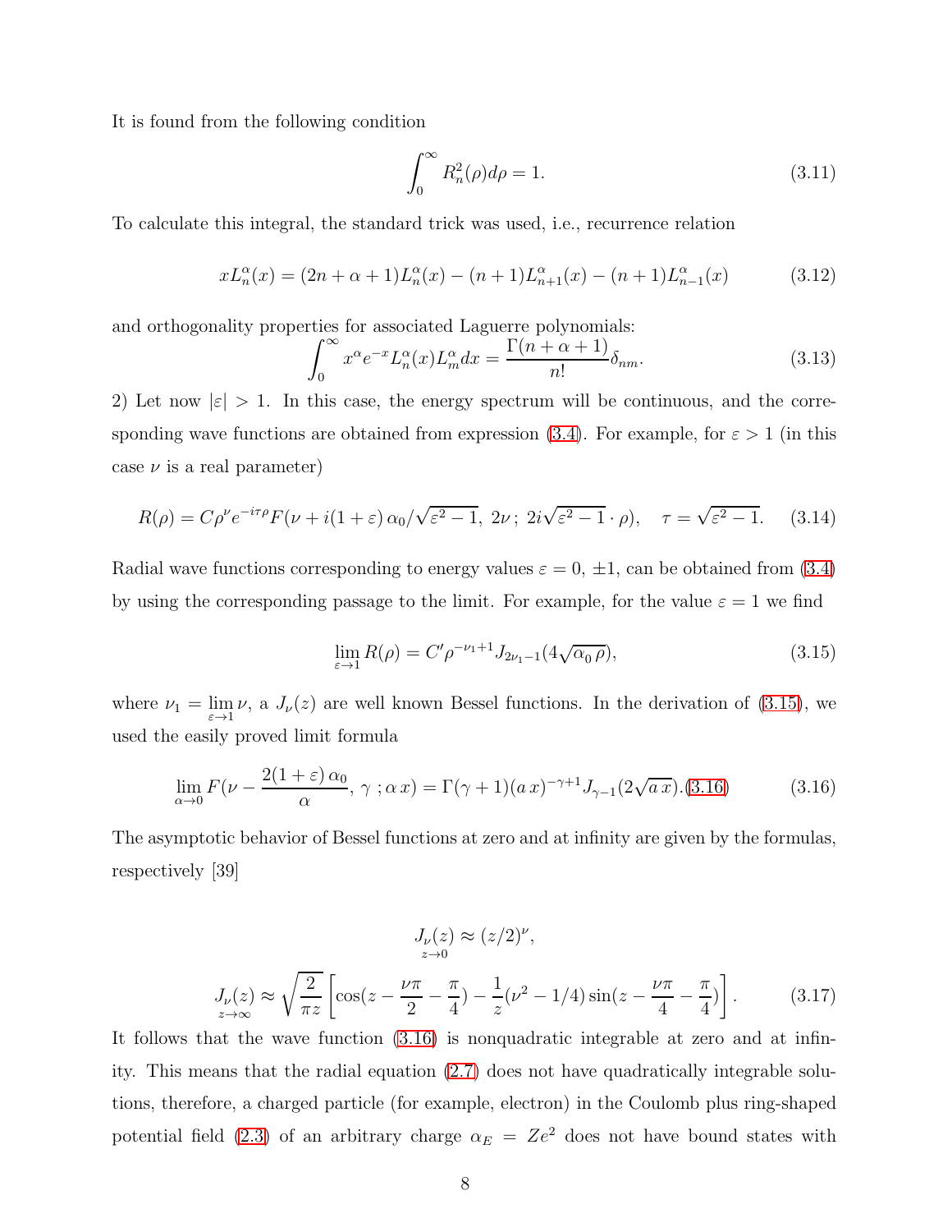It is found from the following condition

$$\int_0^\infty R_n^2(\rho)d\rho = 1. \tag{3.11}$$

To calculate this integral, the standard trick was used, i.e., recurrence relation

$$xL_n^\alpha(x) = (2n+\alpha+1)L_n^\alpha(x) - (n+1)L_{n+1}^\alpha(x) - (n+1)L_{n-1}^\alpha(x) \tag{3.12}$$

and orthogonality properties for associated Laguerre polynomials:

$$\int_0^\infty x^\alpha e^{-x} L_n^\alpha(x) L_m^\alpha dx = \frac{\Gamma(n+\alpha+1)}{n!}\delta_{nm}. \tag{3.13}$$

2) Let now $|\varepsilon| > 1$. In this case, the energy spectrum will be continuous, and the corresponding wave functions are obtained from expression (3.4). For example, for $\varepsilon > 1$ (in this case $\nu$ is a real parameter)

$$R(\rho) = C\rho^\nu e^{-i\tau\rho} F(\nu + i(1+\varepsilon)\,\alpha_0/\sqrt{\varepsilon^2-1},\ 2\nu\,;\ 2i\sqrt{\varepsilon^2-1}\cdot\rho), \quad \tau = \sqrt{\varepsilon^2-1}. \tag{3.14}$$

Radial wave functions corresponding to energy values $\varepsilon = 0, \pm 1$, can be obtained from (3.4) by using the corresponding passage to the limit. For example, for the value $\varepsilon = 1$ we find

$$\lim_{\varepsilon\to 1} R(\rho) = C'\rho^{-\nu_1+1} J_{2\nu_1-1}(4\sqrt{\alpha_0\,\rho}), \tag{3.15}$$

where $\nu_1 = \lim_{\varepsilon\to 1}\nu$, a $J_\nu(z)$ are well known Bessel functions. In the derivation of (3.15), we used the easily proved limit formula

$$\lim_{\alpha\to 0} F(\nu - \frac{2(1+\varepsilon)\,\alpha_0}{\alpha},\ \gamma\ ; \alpha\, x) = \Gamma(\gamma+1)(a\,x)^{-\gamma+1} J_{\gamma-1}(2\sqrt{a\,x}).(3.16) \tag{3.16}$$

The asymptotic behavior of Bessel functions at zero and at infinity are given by the formulas, respectively [39]

$$J_\nu(z) \underset{z\to 0}{\approx} (z/2)^\nu,$$

$$J_\nu(z) \underset{z\to\infty}{\approx} \sqrt{\frac{2}{\pi z}}\left[\cos(z - \frac{\nu\pi}{2} - \frac{\pi}{4}) - \frac{1}{z}(\nu^2 - 1/4)\sin(z - \frac{\nu\pi}{4} - \frac{\pi}{4})\right]. \tag{3.17}$$

It follows that the wave function (3.16) is nonquadratic integrable at zero and at infinity. This means that the radial equation (2.7) does not have quadratically integrable solutions, therefore, a charged particle (for example, electron) in the Coulomb plus ring-shaped potential field (2.3) of an arbitrary charge $\alpha_E = Ze^2$ does not have bound states with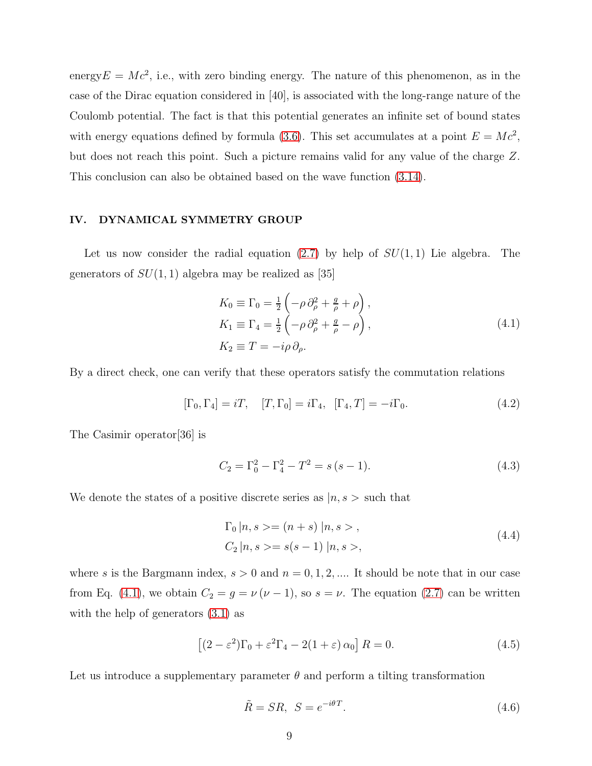energy$E = Mc^2$, i.e., with zero binding energy. The nature of this phenomenon, as in the case of the Dirac equation considered in [40], is associated with the long-range nature of the Coulomb potential. The fact is that this potential generates an infinite set of bound states with energy equations defined by formula (3.6). This set accumulates at a point $E = Mc^2$, but does not reach this point. Such a picture remains valid for any value of the charge $Z$. This conclusion can also be obtained based on the wave function (3.14).

## IV. DYNAMICAL SYMMETRY GROUP

Let us now consider the radial equation (2.7) by help of $SU(1,1)$ Lie algebra. The generators of $SU(1,1)$ algebra may be realized as [35]

$$
\begin{aligned}
K_0 &\equiv \Gamma_0 = \tfrac{1}{2}\left(-\rho\,\partial_\rho^2 + \tfrac{g}{\rho} + \rho\right), \\
K_1 &\equiv \Gamma_4 = \tfrac{1}{2}\left(-\rho\,\partial_\rho^2 + \tfrac{g}{\rho} - \rho\right), \\
K_2 &\equiv T = -i\rho\,\partial_\rho.
\end{aligned}
\tag{4.1}
$$

By a direct check, one can verify that these operators satisfy the commutation relations

$$
[\Gamma_0, \Gamma_4] = iT, \quad [T, \Gamma_0] = i\Gamma_4, \quad [\Gamma_4, T] = -i\Gamma_0. \tag{4.2}
$$

The Casimir operator[36] is

$$
C_2 = \Gamma_0^2 - \Gamma_4^2 - T^2 = s\,(s-1). \tag{4.3}
$$

We denote the states of a positive discrete series as $|n, s>$ such that

$$
\begin{aligned}
\Gamma_0\,|n, s> &= (n+s)\,|n, s>\,, \\
C_2\,|n, s> &= s(s-1)\,|n, s>,
\end{aligned}
\tag{4.4}
$$

where $s$ is the Bargmann index, $s > 0$ and $n = 0, 1, 2, ....$ It should be note that in our case from Eq. (4.1), we obtain $C_2 = g = \nu\,(\nu - 1)$, so $s = \nu$. The equation (2.7) can be written with the help of generators (3.1) as

$$
\left[(2-\varepsilon^2)\Gamma_0 + \varepsilon^2\Gamma_4 - 2(1+\varepsilon)\,\alpha_0\right] R = 0. \tag{4.5}
$$

Let us introduce a supplementary parameter $\theta$ and perform a tilting transformation

$$
\tilde{R} = SR, \;\; S = e^{-i\theta T}. \tag{4.6}
$$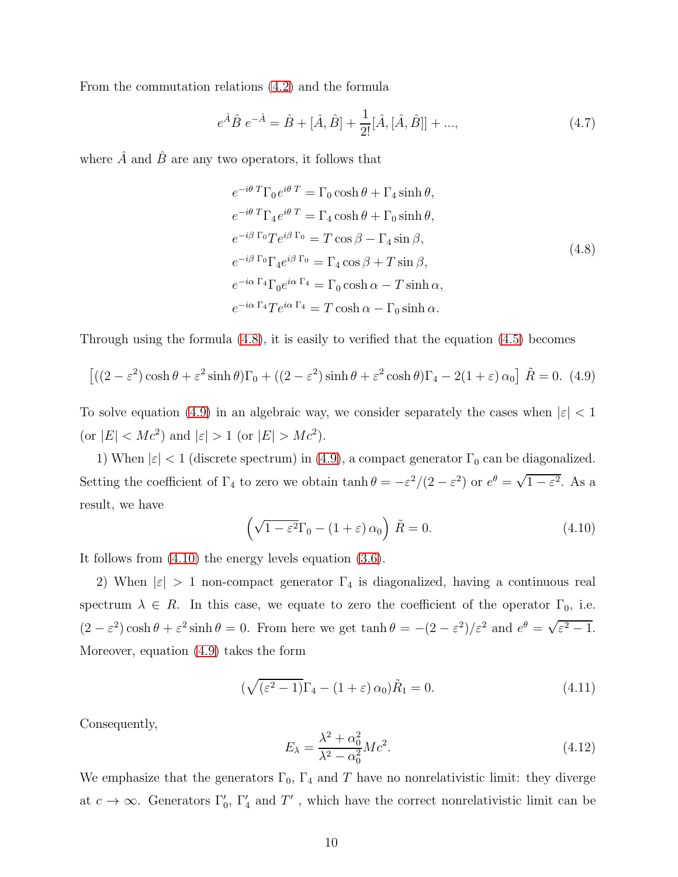From the commutation relations (4.2) and the formula

$$e^{\hat{A}}\hat{B}\, e^{-\hat{A}} = \hat{B} + [\hat{A}, \hat{B}] + \frac{1}{2!}[\hat{A}, [\hat{A}, \hat{B}]] + ..., \tag{4.7}$$

where $\hat{A}$ and $\hat{B}$ are any two operators, it follows that

$$\begin{aligned}
e^{-i\theta\, T}\Gamma_0 e^{i\theta\, T} &= \Gamma_0 \cosh\theta + \Gamma_4 \sinh\theta, \\
e^{-i\theta\, T}\Gamma_4 e^{i\theta\, T} &= \Gamma_4 \cosh\theta + \Gamma_0 \sinh\theta, \\
e^{-i\beta\, \Gamma_0} T e^{i\beta\, \Gamma_0} &= T\cos\beta - \Gamma_4 \sin\beta, \\
e^{-i\beta\, \Gamma_0}\Gamma_4 e^{i\beta\, \Gamma_0} &= \Gamma_4 \cos\beta + T\sin\beta, \\
e^{-i\alpha\, \Gamma_4}\Gamma_0 e^{i\alpha\, \Gamma_4} &= \Gamma_0 \cosh\alpha - T\sinh\alpha, \\
e^{-i\alpha\, \Gamma_4} T e^{i\alpha\, \Gamma_4} &= T\cosh\alpha - \Gamma_0 \sinh\alpha.
\end{aligned} \tag{4.8}$$

Through using the formula (4.8), it is easily to verified that the equation (4.5) becomes

$$\left[((2-\varepsilon^2)\cosh\theta + \varepsilon^2 \sinh\theta)\Gamma_0 + ((2-\varepsilon^2)\sinh\theta + \varepsilon^2\cosh\theta)\Gamma_4 - 2(1+\varepsilon)\,\alpha_0\right]\tilde{R} = 0. \tag{4.9}$$

To solve equation (4.9) in an algebraic way, we consider separately the cases when $|\varepsilon| < 1$ (or $|E| < Mc^2$) and $|\varepsilon| > 1$ (or $|E| > Mc^2$).

1) When $|\varepsilon| < 1$ (discrete spectrum) in (4.9), a compact generator $\Gamma_0$ can be diagonalized. Setting the coefficient of $\Gamma_4$ to zero we obtain $\tanh\theta = -\varepsilon^2/(2-\varepsilon^2)$ or $e^\theta = \sqrt{1-\varepsilon^2}$. As a result, we have

$$\left(\sqrt{1-\varepsilon^2}\Gamma_0 - (1+\varepsilon)\,\alpha_0\right)\tilde{R} = 0. \tag{4.10}$$

It follows from (4.10) the energy levels equation (3.6).

2) When $|\varepsilon| > 1$ non-compact generator $\Gamma_4$ is diagonalized, having a continuous real spectrum $\lambda \in R$. In this case, we equate to zero the coefficient of the operator $\Gamma_0$, i.e. $(2-\varepsilon^2)\cosh\theta + \varepsilon^2\sinh\theta = 0$. From here we get $\tanh\theta = -(2-\varepsilon^2)/\varepsilon^2$ and $e^\theta = \sqrt{\varepsilon^2 - 1}$. Moreover, equation (4.9) takes the form

$$(\sqrt{(\varepsilon^2-1)}\Gamma_4 - (1+\varepsilon)\,\alpha_0)\tilde{R}_1 = 0. \tag{4.11}$$

Consequently,

$$E_\lambda = \frac{\lambda^2 + \alpha_0^2}{\lambda^2 - \alpha_0^2} Mc^2. \tag{4.12}$$

We emphasize that the generators $\Gamma_0$, $\Gamma_4$ and $T$ have no nonrelativistic limit: they diverge at $c \to \infty$. Generators $\Gamma_0'$, $\Gamma_4'$ and $T'$ , which have the correct nonrelativistic limit can be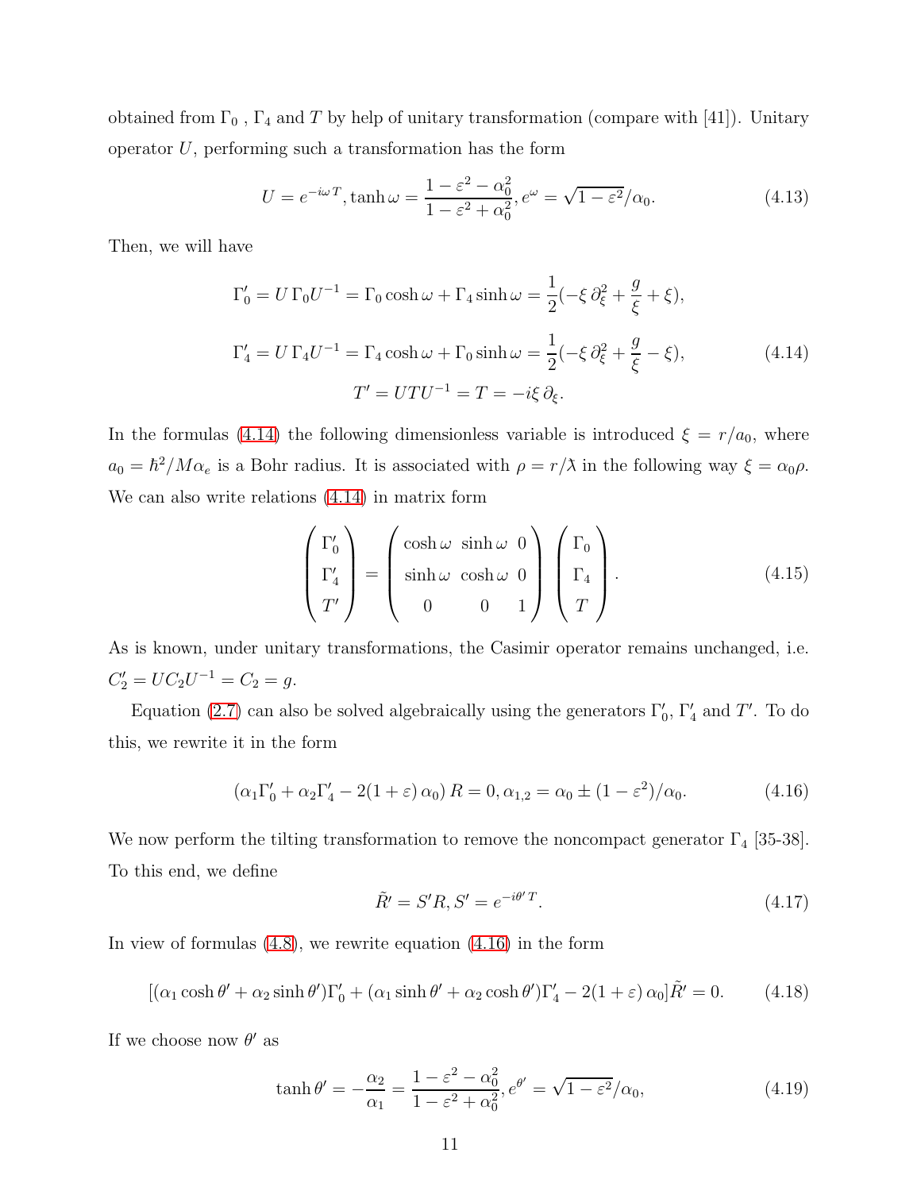obtained from $\Gamma_0$, $\Gamma_4$ and $T$ by help of unitary transformation (compare with [41]). Unitary operator $U$, performing such a transformation has the form

$$U = e^{-i\omega T}, \tanh\omega = \frac{1-\varepsilon^2-\alpha_0^2}{1-\varepsilon^2+\alpha_0^2}, e^{\omega} = \sqrt{1-\varepsilon^2}/\alpha_0. \tag{4.13}$$

Then, we will have

$$\begin{gathered}
\Gamma_0' = U\,\Gamma_0 U^{-1} = \Gamma_0\cosh\omega + \Gamma_4\sinh\omega = \frac{1}{2}(-\xi\,\partial_\xi^2 + \frac{g}{\xi} + \xi), \\
\Gamma_4' = U\,\Gamma_4 U^{-1} = \Gamma_4\cosh\omega + \Gamma_0\sinh\omega = \frac{1}{2}(-\xi\,\partial_\xi^2 + \frac{g}{\xi} - \xi), \\
T' = UTU^{-1} = T = -i\xi\,\partial_\xi.
\end{gathered} \tag{4.14}$$

In the formulas (4.14) the following dimensionless variable is introduced $\xi = r/a_0$, where $a_0 = \hbar^2/M\alpha_e$ is a Bohr radius. It is associated with $\rho = r/\lambda\!\!\!^{-}$ in the following way $\xi = \alpha_0\rho$. We can also write relations (4.14) in matrix form

$$\begin{pmatrix} \Gamma_0' \\ \Gamma_4' \\ T' \end{pmatrix} = \begin{pmatrix} \cosh\omega & \sinh\omega & 0 \\ \sinh\omega & \cosh\omega & 0 \\ 0 & 0 & 1 \end{pmatrix} \begin{pmatrix} \Gamma_0 \\ \Gamma_4 \\ T \end{pmatrix}. \tag{4.15}$$

As is known, under unitary transformations, the Casimir operator remains unchanged, i.e. $C_2' = UC_2U^{-1} = C_2 = g$.

Equation (2.7) can also be solved algebraically using the generators $\Gamma_0'$, $\Gamma_4'$ and $T'$. To do this, we rewrite it in the form

$$(\alpha_1\Gamma_0' + \alpha_2\Gamma_4' - 2(1+\varepsilon)\,\alpha_0)\,R = 0, \alpha_{1,2} = \alpha_0 \pm (1-\varepsilon^2)/\alpha_0. \tag{4.16}$$

We now perform the tilting transformation to remove the noncompact generator $\Gamma_4$ [35-38]. To this end, we define

$$\tilde{R}' = S'R, S' = e^{-i\theta' T}. \tag{4.17}$$

In view of formulas (4.8), we rewrite equation (4.16) in the form

$$[(\alpha_1\cosh\theta' + \alpha_2\sinh\theta')\Gamma_0' + (\alpha_1\sinh\theta' + \alpha_2\cosh\theta')\Gamma_4' - 2(1+\varepsilon)\,\alpha_0]\tilde{R}' = 0. \tag{4.18}$$

If we choose now $\theta'$ as

$$\tanh\theta' = -\frac{\alpha_2}{\alpha_1} = \frac{1-\varepsilon^2-\alpha_0^2}{1-\varepsilon^2+\alpha_0^2}, e^{\theta'} = \sqrt{1-\varepsilon^2}/\alpha_0, \tag{4.19}$$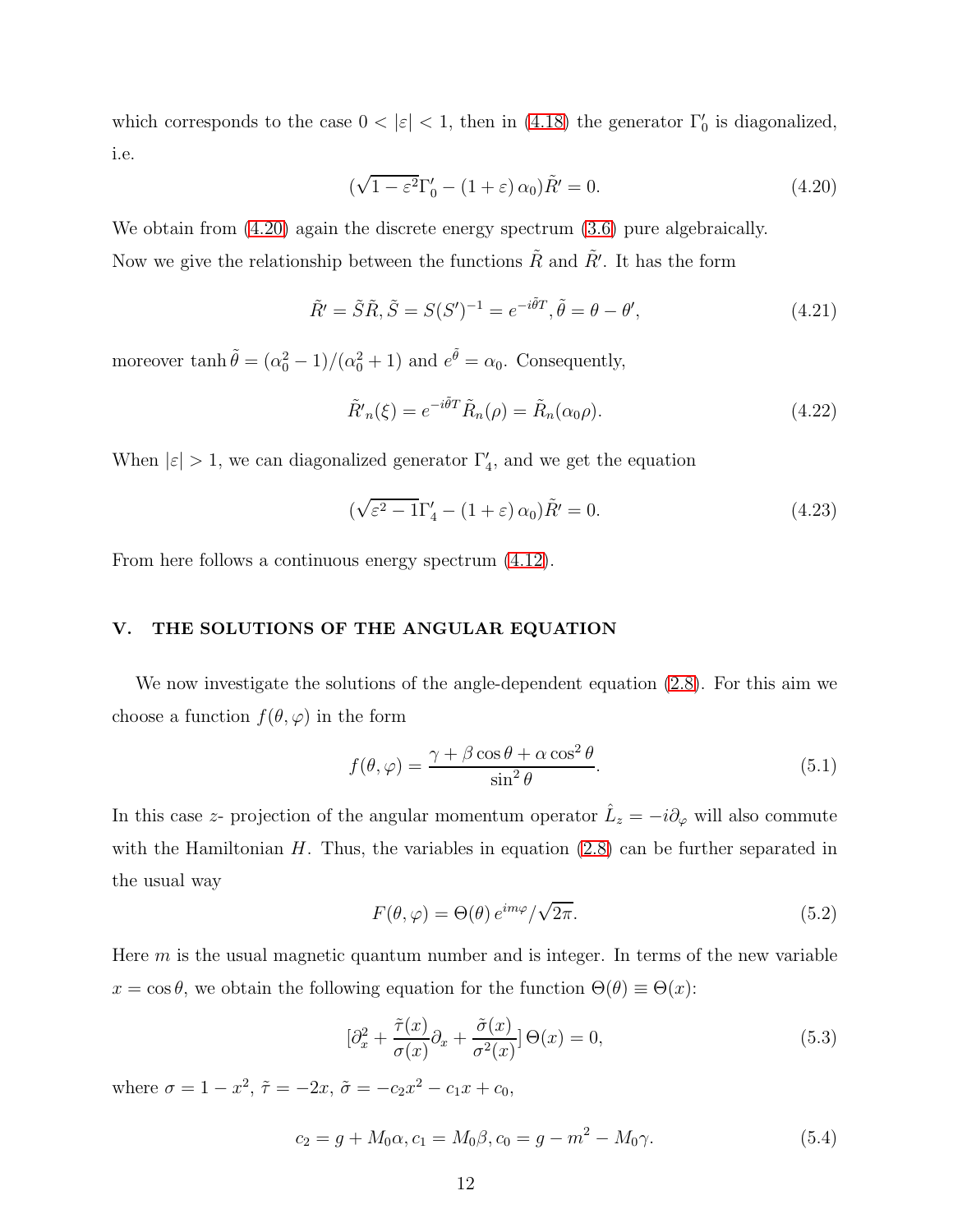which corresponds to the case $0 < |\varepsilon| < 1$, then in (4.18) the generator $\Gamma_0'$ is diagonalized, i.e.

$$(\sqrt{1-\varepsilon^2}\Gamma_0' - (1+\varepsilon)\,\alpha_0)\tilde{R}' = 0. \tag{4.20}$$

We obtain from (4.20) again the discrete energy spectrum (3.6) pure algebraically.

Now we give the relationship between the functions $\tilde{R}$ and $\tilde{R}'$. It has the form

$$\tilde{R}' = \tilde{S}\tilde{R}, \tilde{S} = S(S')^{-1} = e^{-i\tilde{\theta}T}, \tilde{\theta} = \theta - \theta', \tag{4.21}$$

moreover $\tanh\tilde{\theta} = (\alpha_0^2 - 1)/(\alpha_0^2 + 1)$ and $e^{\tilde{\theta}} = \alpha_0$. Consequently,

$$\tilde{R}'_n(\xi) = e^{-i\tilde{\theta}T}\tilde{R}_n(\rho) = \tilde{R}_n(\alpha_0\rho). \tag{4.22}$$

When $|\varepsilon| > 1$, we can diagonalized generator $\Gamma_4'$, and we get the equation

$$(\sqrt{\varepsilon^2 - 1}\Gamma_4' - (1+\varepsilon)\,\alpha_0)\tilde{R}' = 0. \tag{4.23}$$

From here follows a continuous energy spectrum (4.12).

## V. THE SOLUTIONS OF THE ANGULAR EQUATION

We now investigate the solutions of the angle-dependent equation (2.8). For this aim we choose a function $f(\theta, \varphi)$ in the form

$$f(\theta, \varphi) = \frac{\gamma + \beta\cos\theta + \alpha\cos^2\theta}{\sin^2\theta}. \tag{5.1}$$

In this case $z$- projection of the angular momentum operator $\hat{L}_z = -i\partial_\varphi$ will also commute with the Hamiltonian $H$. Thus, the variables in equation (2.8) can be further separated in the usual way

$$F(\theta, \varphi) = \Theta(\theta)\, e^{im\varphi}/\sqrt{2\pi}. \tag{5.2}$$

Here $m$ is the usual magnetic quantum number and is integer. In terms of the new variable $x = \cos\theta$, we obtain the following equation for the function $\Theta(\theta) \equiv \Theta(x)$:

$$[\partial_x^2 + \frac{\tilde{\tau}(x)}{\sigma(x)}\partial_x + \frac{\tilde{\sigma}(x)}{\sigma^2(x)}]\,\Theta(x) = 0, \tag{5.3}$$

where $\sigma = 1 - x^2$, $\tilde{\tau} = -2x$, $\tilde{\sigma} = -c_2x^2 - c_1x + c_0$,

$$c_2 = g + M_0\alpha, c_1 = M_0\beta, c_0 = g - m^2 - M_0\gamma. \tag{5.4}$$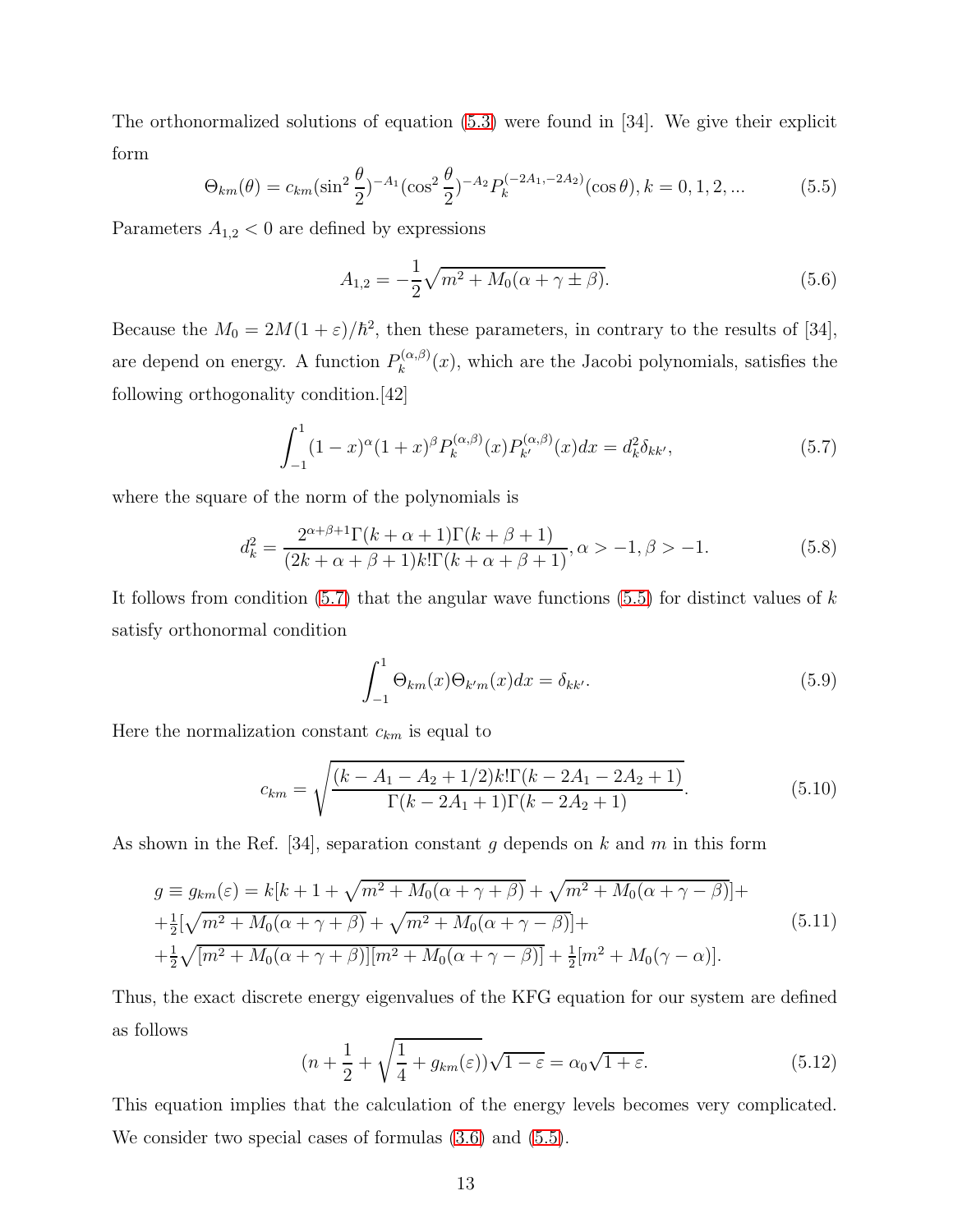The orthonormalized solutions of equation (5.3) were found in [34]. We give their explicit form

$$\Theta_{km}(\theta) = c_{km}(\sin^2\frac{\theta}{2})^{-A_1}(\cos^2\frac{\theta}{2})^{-A_2}P_k^{(-2A_1,-2A_2)}(\cos\theta), k = 0, 1, 2, ... \tag{5.5}$$

Parameters $A_{1,2} < 0$ are defined by expressions

$$A_{1,2} = -\frac{1}{2}\sqrt{m^2 + M_0(\alpha + \gamma \pm \beta)}. \tag{5.6}$$

Because the $M_0 = 2M(1+\varepsilon)/\hbar^2$, then these parameters, in contrary to the results of [34], are depend on energy. A function $P_k^{(\alpha,\beta)}(x)$, which are the Jacobi polynomials, satisfies the following orthogonality condition.[42]

$$\int_{-1}^{1}(1-x)^\alpha(1+x)^\beta P_k^{(\alpha,\beta)}(x)P_{k'}^{(\alpha,\beta)}(x)dx = d_k^2\delta_{kk'}, \tag{5.7}$$

where the square of the norm of the polynomials is

$$d_k^2 = \frac{2^{\alpha+\beta+1}\Gamma(k+\alpha+1)\Gamma(k+\beta+1)}{(2k+\alpha+\beta+1)k!\Gamma(k+\alpha+\beta+1)}, \alpha > -1, \beta > -1. \tag{5.8}$$

It follows from condition (5.7) that the angular wave functions (5.5) for distinct values of $k$ satisfy orthonormal condition

$$\int_{-1}^{1}\Theta_{km}(x)\Theta_{k'm}(x)dx = \delta_{kk'}. \tag{5.9}$$

Here the normalization constant $c_{km}$ is equal to

$$c_{km} = \sqrt{\frac{(k - A_1 - A_2 + 1/2)k!\Gamma(k - 2A_1 - 2A_2 + 1)}{\Gamma(k - 2A_1 + 1)\Gamma(k - 2A_2 + 1)}}. \tag{5.10}$$

As shown in the Ref. [34], separation constant $g$ depends on $k$ and $m$ in this form

$$\begin{aligned} g \equiv g_{km}(\varepsilon) = k[k + 1 + \sqrt{m^2 + M_0(\alpha+\gamma+\beta)} + \sqrt{m^2 + M_0(\alpha+\gamma-\beta)}] + \\ + \tfrac{1}{2}[\sqrt{m^2 + M_0(\alpha+\gamma+\beta)} + \sqrt{m^2 + M_0(\alpha+\gamma-\beta)}] + \\ + \tfrac{1}{2}\sqrt{[m^2 + M_0(\alpha+\gamma+\beta)][m^2 + M_0(\alpha+\gamma-\beta)]} + \tfrac{1}{2}[m^2 + M_0(\gamma-\alpha)]. \end{aligned} \tag{5.11}$$

Thus, the exact discrete energy eigenvalues of the KFG equation for our system are defined as follows

$$(n + \frac{1}{2} + \sqrt{\frac{1}{4} + g_{km}(\varepsilon)})\sqrt{1-\varepsilon} = \alpha_0\sqrt{1+\varepsilon}. \tag{5.12}$$

This equation implies that the calculation of the energy levels becomes very complicated. We consider two special cases of formulas (3.6) and (5.5).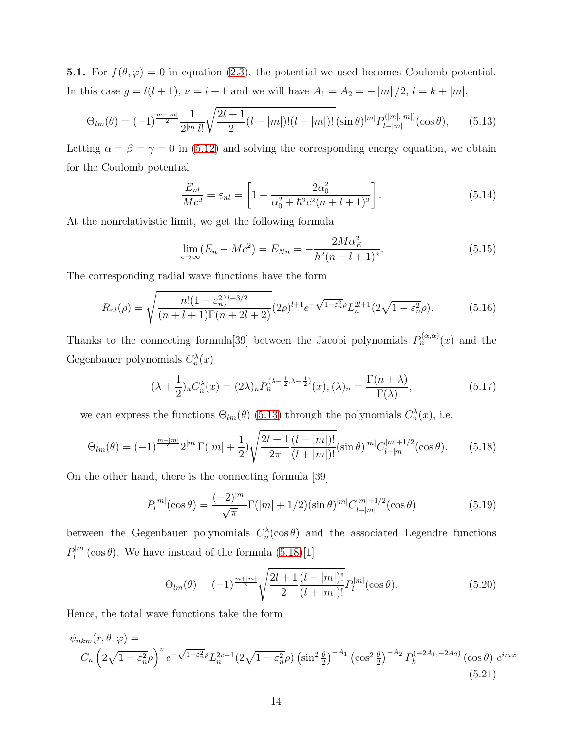**5.1.** For $f(\theta,\varphi)=0$ in equation (2.3), the potential we used becomes Coulomb potential. In this case $g=l(l+1)$, $\nu=l+1$ and we will have $A_1=A_2=-|m|/2$, $l=k+|m|$,

$$\Theta_{lm}(\theta)=(-1)^{\frac{m-|m|}{2}}\frac{1}{2^{|m|}l!}\sqrt{\frac{2l+1}{2}(l-|m|)!(l+|m|)!}\,(\sin\theta)^{|m|}P_{l-|m|}^{(|m|,|m|)}(\cos\theta),\qquad(5.13)$$

Letting $\alpha=\beta=\gamma=0$ in (5.12) and solving the corresponding energy equation, we obtain for the Coulomb potential

$$\frac{E_{nl}}{Mc^2}=\varepsilon_{nl}=\left[1-\frac{2\alpha_0^2}{\alpha_0^2+\hbar^2c^2(n+l+1)^2}\right].\qquad(5.14)$$

At the nonrelativistic limit, we get the following formula

$$\lim_{c\to\infty}(E_n-Mc^2)=E_{Nn}=-\frac{2M\alpha_E^2}{\hbar^2(n+l+1)^2}.\qquad(5.15)$$

The corresponding radial wave functions have the form

$$R_{nl}(\rho)=\sqrt{\frac{n!(1-\varepsilon_n^2)^{l+3/2}}{(n+l+1)\Gamma(n+2l+2)}}(2\rho)^{l+1}e^{-\sqrt{1-\varepsilon_n^2}\rho}L_n^{2l+1}(2\sqrt{1-\varepsilon_n^2}\rho).\qquad(5.16)$$

Thanks to the connecting formula[39] between the Jacobi polynomials $P_n^{(\alpha,\alpha)}(x)$ and the Gegenbauer polynomials $C_n^{\lambda}(x)$

$$(\lambda+\frac{1}{2})_nC_n^{\lambda}(x)=(2\lambda)_nP_n^{(\lambda-\frac{1}{2},\lambda-\frac{1}{2})}(x),(\lambda)_n=\frac{\Gamma(n+\lambda)}{\Gamma(\lambda)},\qquad(5.17)$$

we can express the functions $\Theta_{lm}(\theta)$ (5.13) through the polynomials $C_n^{\lambda}(x)$, i.e.

$$\Theta_{lm}(\theta)=(-1)^{\frac{m-|m|}{2}}2^{|m|}\Gamma(|m|+\frac{1}{2})\sqrt{\frac{2l+1}{2\pi}\frac{(l-|m|)!}{(l+|m|)!}}(\sin\theta)^{|m|}C_{l-|m|}^{|m|+1/2}(\cos\theta).\qquad(5.18)$$

On the other hand, there is the connecting formula [39]

$$P_l^{|m|}(\cos\theta)=\frac{(-2)^{|m|}}{\sqrt{\pi}}\Gamma(|m|+1/2)(\sin\theta)^{|m|}C_{l-|m|}^{|m|+1/2}(\cos\theta)\qquad(5.19)$$

between the Gegenbauer polynomials $C_n^{\lambda}(\cos\theta)$ and the associated Legendre functions $P_l^{|m|}(\cos\theta)$. We have instead of the formula (5.18)[1]

$$\Theta_{lm}(\theta)=(-1)^{\frac{m+|m|}{2}}\sqrt{\frac{2l+1}{2}\frac{(l-|m|)!}{(l+|m|)!}}P_l^{|m|}(\cos\theta).\qquad(5.20)$$

Hence, the total wave functions take the form

$$\begin{aligned}&\psi_{nkm}(r,\theta,\varphi)=\\&=C_n\left(2\sqrt{1-\varepsilon_n^2}\rho\right)^{v}e^{-\sqrt{1-\varepsilon_n^2}\rho}L_n^{2v-1}(2\sqrt{1-\varepsilon_n^2}\rho)\left(\sin^2\tfrac{\theta}{2}\right)^{-A_1}\left(\cos^2\tfrac{\theta}{2}\right)^{-A_2}P_k^{(-2A_1,-2A_2)}(\cos\theta)\,e^{im\varphi}\end{aligned}\qquad(5.21)$$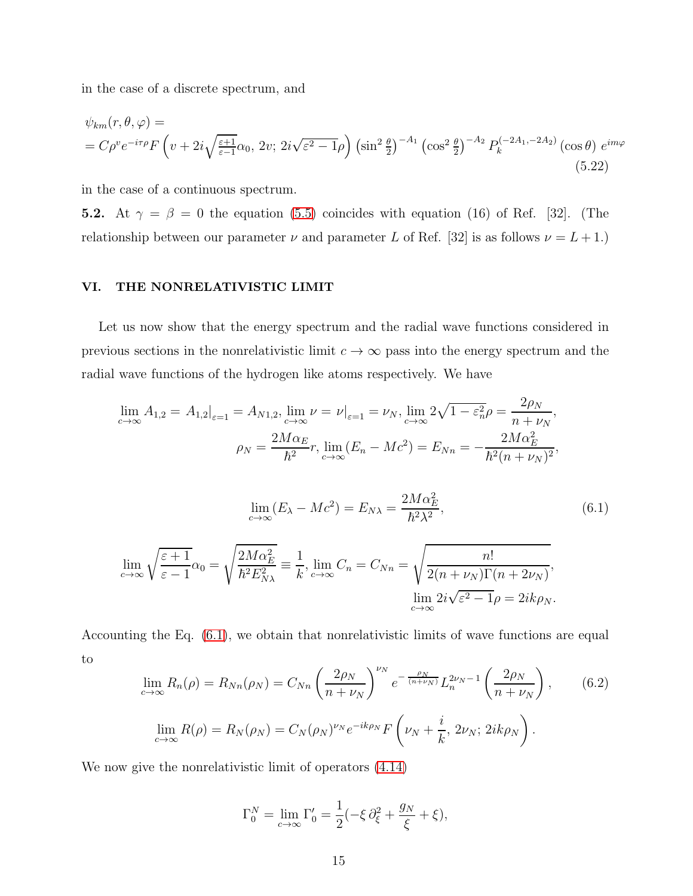in the case of a discrete spectrum, and

$$
\begin{aligned}
&\psi_{km}(r,\theta,\varphi) = \\
&= C\rho^{v} e^{-i\tau\rho} F\left(v + 2i\sqrt{\tfrac{\varepsilon+1}{\varepsilon-1}}\alpha_0,\, 2v;\, 2i\sqrt{\varepsilon^2-1}\rho\right) \left(\sin^2\tfrac{\theta}{2}\right)^{-A_1} \left(\cos^2\tfrac{\theta}{2}\right)^{-A_2} P_k^{(-2A_1,-2A_2)}(\cos\theta)\, e^{im\varphi}
\end{aligned}
\tag{5.22}
$$

in the case of a continuous spectrum.

**5.2.** At $\gamma = \beta = 0$ the equation (5.5) coincides with equation (16) of Ref. [32]. (The relationship between our parameter $\nu$ and parameter $L$ of Ref. [32] is as follows $\nu = L + 1$.)

## VI. THE NONRELATIVISTIC LIMIT

Let us now show that the energy spectrum and the radial wave functions considered in previous sections in the nonrelativistic limit $c \to \infty$ pass into the energy spectrum and the radial wave functions of the hydrogen like atoms respectively. We have

$$
\lim_{c\to\infty} A_{1,2} = A_{1,2}\big|_{\varepsilon=1} = A_{N1,2},\ \lim_{c\to\infty} \nu = \nu\big|_{\varepsilon=1} = \nu_N,\ \lim_{c\to\infty} 2\sqrt{1-\varepsilon_n^2}\rho = \frac{2\rho_N}{n+\nu_N},
$$

$$
\rho_N = \frac{2M\alpha_E}{\hbar^2} r,\ \lim_{c\to\infty}(E_n - Mc^2) = E_{Nn} = -\frac{2M\alpha_E^2}{\hbar^2(n+\nu_N)^2},
$$

$$
\lim_{c\to\infty}(E_\lambda - Mc^2) = E_{N\lambda} = \frac{2M\alpha_E^2}{\hbar^2\lambda^2},
\tag{6.1}
$$

$$
\lim_{c\to\infty} \sqrt{\frac{\varepsilon+1}{\varepsilon-1}}\alpha_0 = \sqrt{\frac{2M\alpha_E^2}{\hbar^2 E_{N\lambda}^2}} \equiv \frac{1}{k},\ \lim_{c\to\infty} C_n = C_{Nn} = \sqrt{\frac{n!}{2(n+\nu_N)\Gamma(n+2\nu_N)}},
$$

$$
\lim_{c\to\infty} 2i\sqrt{\varepsilon^2-1}\rho = 2ik\rho_N.
$$

Accounting the Eq. (6.1), we obtain that nonrelativistic limits of wave functions are equal to

$$
\lim_{c\to\infty} R_n(\rho) = R_{Nn}(\rho_N) = C_{Nn}\left(\frac{2\rho_N}{n+\nu_N}\right)^{\nu_N} e^{-\frac{\rho_N}{(n+\nu_N)}} L_n^{2\nu_N-1}\left(\frac{2\rho_N}{n+\nu_N}\right),
\tag{6.2}
$$

$$
\lim_{c\to\infty} R(\rho) = R_N(\rho_N) = C_N(\rho_N)^{\nu_N} e^{-ik\rho_N} F\left(\nu_N + \frac{i}{k},\, 2\nu_N;\, 2ik\rho_N\right).
$$

We now give the nonrelativistic limit of operators (4.14)

$$
\Gamma_0^N = \lim_{c\to\infty} \Gamma_0' = \frac{1}{2}\left(-\xi\,\partial_\xi^2 + \frac{g_N}{\xi} + \xi\right),
$$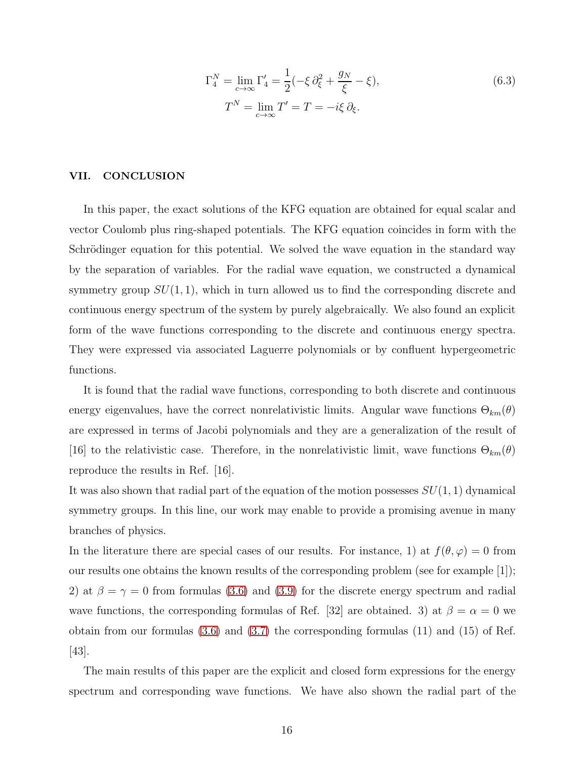$$\Gamma_4^N = \lim_{c\to\infty} \Gamma_4' = \frac{1}{2}(-\xi\,\partial_\xi^2 + \frac{g_N}{\xi} - \xi), \tag{6.3}$$

$$T^N = \lim_{c\to\infty} T' = T = -i\xi\,\partial_\xi.$$

## VII. CONCLUSION

In this paper, the exact solutions of the KFG equation are obtained for equal scalar and vector Coulomb plus ring-shaped potentials. The KFG equation coincides in form with the Schrödinger equation for this potential. We solved the wave equation in the standard way by the separation of variables. For the radial wave equation, we constructed a dynamical symmetry group $SU(1,1)$, which in turn allowed us to find the corresponding discrete and continuous energy spectrum of the system by purely algebraically. We also found an explicit form of the wave functions corresponding to the discrete and continuous energy spectra. They were expressed via associated Laguerre polynomials or by confluent hypergeometric functions.

It is found that the radial wave functions, corresponding to both discrete and continuous energy eigenvalues, have the correct nonrelativistic limits. Angular wave functions $\Theta_{km}(\theta)$ are expressed in terms of Jacobi polynomials and they are a generalization of the result of [16] to the relativistic case. Therefore, in the nonrelativistic limit, wave functions $\Theta_{km}(\theta)$ reproduce the results in Ref. [16].

It was also shown that radial part of the equation of the motion possesses $SU(1,1)$ dynamical symmetry groups. In this line, our work may enable to provide a promising avenue in many branches of physics.

In the literature there are special cases of our results. For instance, 1) at $f(\theta,\varphi) = 0$ from our results one obtains the known results of the corresponding problem (see for example [1]); 2) at $\beta = \gamma = 0$ from formulas (3.6) and (3.9) for the discrete energy spectrum and radial wave functions, the corresponding formulas of Ref. [32] are obtained. 3) at $\beta = \alpha = 0$ we obtain from our formulas (3.6) and (3.7) the corresponding formulas (11) and (15) of Ref. [43].

The main results of this paper are the explicit and closed form expressions for the energy spectrum and corresponding wave functions. We have also shown the radial part of the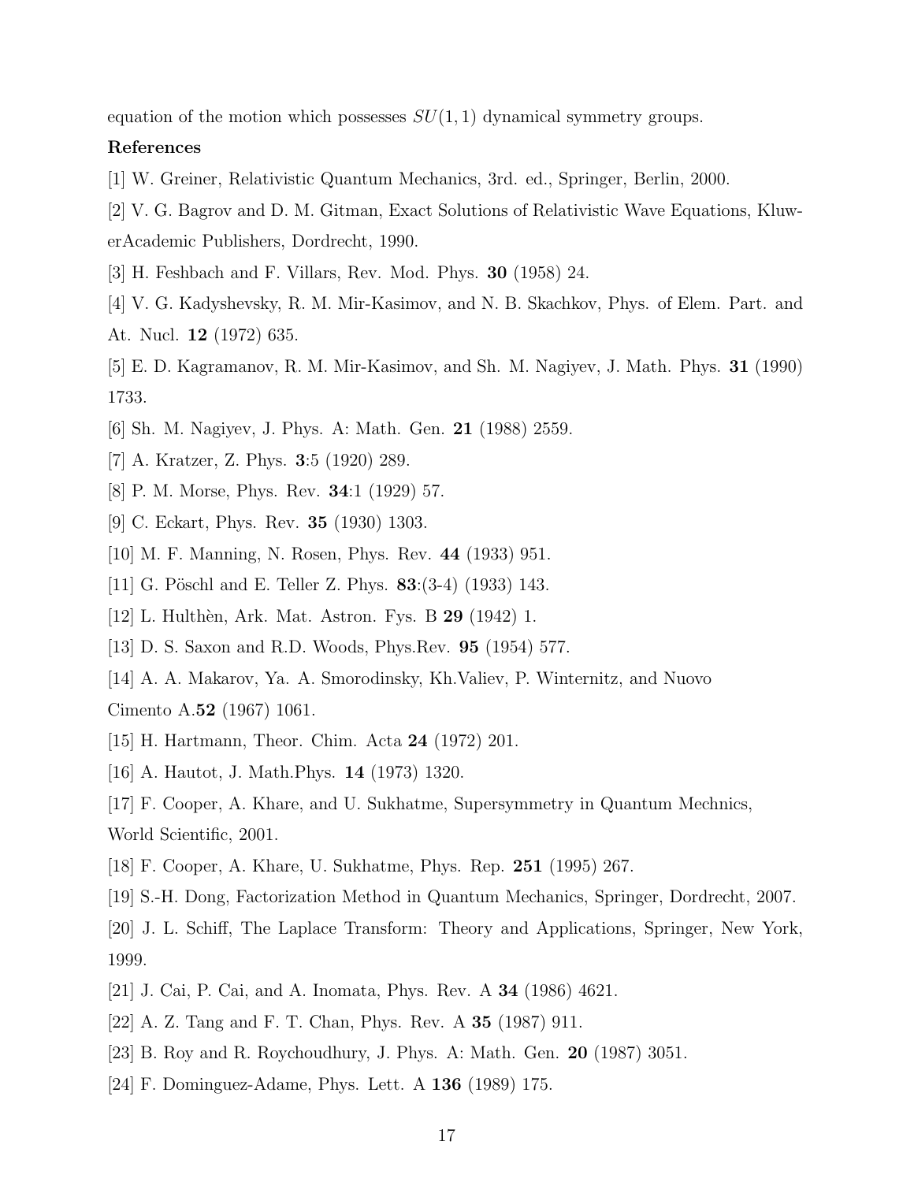equation of the motion which possesses $SU(1,1)$ dynamical symmetry groups.

**References**

[1] W. Greiner, Relativistic Quantum Mechanics, 3rd. ed., Springer, Berlin, 2000.

[2] V. G. Bagrov and D. M. Gitman, Exact Solutions of Relativistic Wave Equations, KluwerAcademic Publishers, Dordrecht, 1990.

[3] H. Feshbach and F. Villars, Rev. Mod. Phys. **30** (1958) 24.

[4] V. G. Kadyshevsky, R. M. Mir-Kasimov, and N. B. Skachkov, Phys. of Elem. Part. and At. Nucl. **12** (1972) 635.

[5] E. D. Kagramanov, R. M. Mir-Kasimov, and Sh. M. Nagiyev, J. Math. Phys. **31** (1990) 1733.

[6] Sh. M. Nagiyev, J. Phys. A: Math. Gen. **21** (1988) 2559.

[7] A. Kratzer, Z. Phys. **3**:5 (1920) 289.

[8] P. M. Morse, Phys. Rev. **34**:1 (1929) 57.

[9] C. Eckart, Phys. Rev. **35** (1930) 1303.

[10] M. F. Manning, N. Rosen, Phys. Rev. **44** (1933) 951.

[11] G. Pöschl and E. Teller Z. Phys. **83**:(3-4) (1933) 143.

[12] L. Hulthèn, Ark. Mat. Astron. Fys. B **29** (1942) 1.

[13] D. S. Saxon and R.D. Woods, Phys.Rev. **95** (1954) 577.

[14] A. A. Makarov, Ya. A. Smorodinsky, Kh.Valiev, P. Winternitz, and Nuovo Cimento A.**52** (1967) 1061.

[15] H. Hartmann, Theor. Chim. Acta **24** (1972) 201.

[16] A. Hautot, J. Math.Phys. **14** (1973) 1320.

[17] F. Cooper, A. Khare, and U. Sukhatme, Supersymmetry in Quantum Mechnics, World Scientific, 2001.

[18] F. Cooper, A. Khare, U. Sukhatme, Phys. Rep. **251** (1995) 267.

[19] S.-H. Dong, Factorization Method in Quantum Mechanics, Springer, Dordrecht, 2007.

[20] J. L. Schiff, The Laplace Transform: Theory and Applications, Springer, New York, 1999.

[21] J. Cai, P. Cai, and A. Inomata, Phys. Rev. A **34** (1986) 4621.

[22] A. Z. Tang and F. T. Chan, Phys. Rev. A **35** (1987) 911.

[23] B. Roy and R. Roychoudhury, J. Phys. A: Math. Gen. **20** (1987) 3051.

[24] F. Dominguez-Adame, Phys. Lett. A **136** (1989) 175.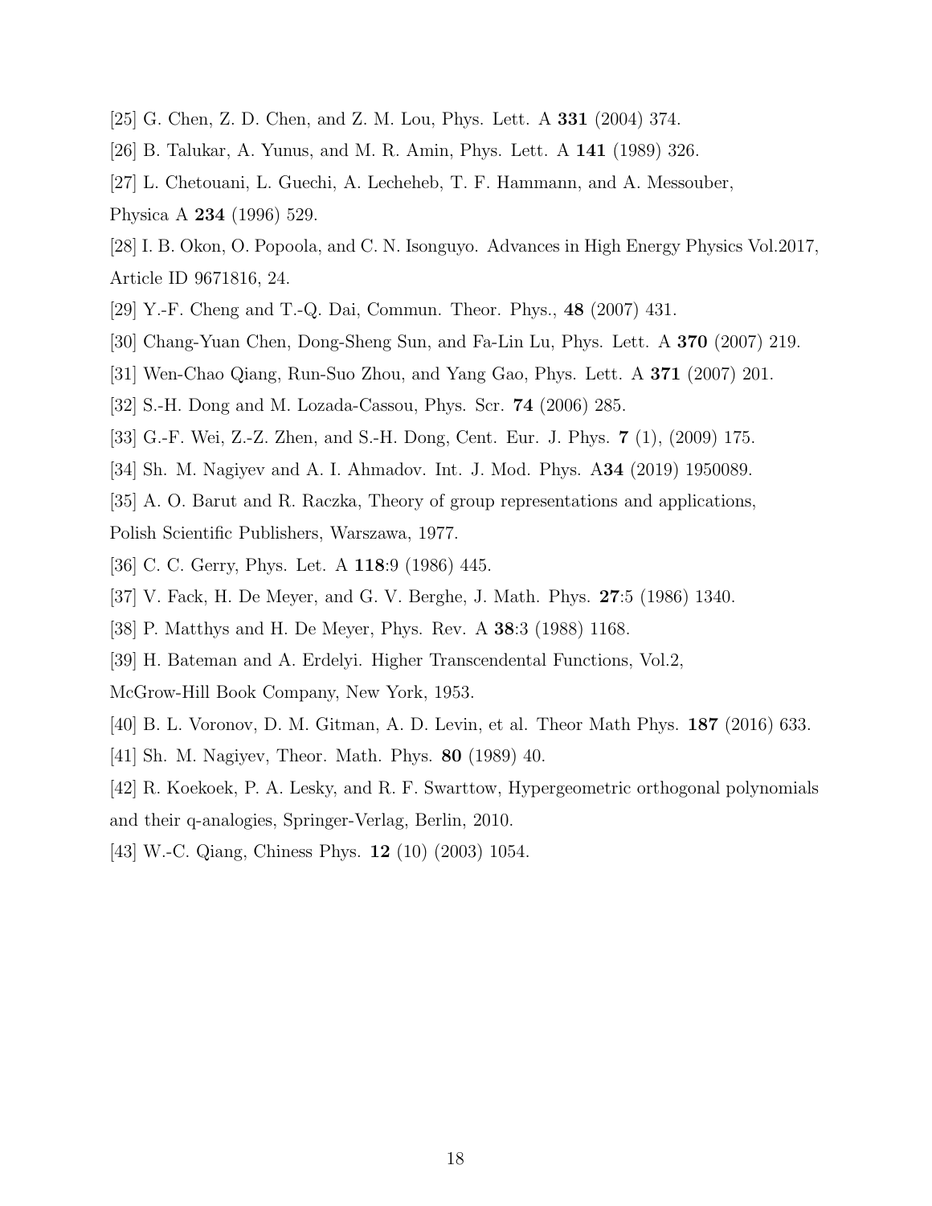[25] G. Chen, Z. D. Chen, and Z. M. Lou, Phys. Lett. A **331** (2004) 374.

[26] B. Talukar, A. Yunus, and M. R. Amin, Phys. Lett. A **141** (1989) 326.

[27] L. Chetouani, L. Guechi, A. Lecheheb, T. F. Hammann, and A. Messouber, Physica A **234** (1996) 529.

[28] I. B. Okon, O. Popoola, and C. N. Isonguyo. Advances in High Energy Physics Vol.2017, Article ID 9671816, 24.

[29] Y.-F. Cheng and T.-Q. Dai, Commun. Theor. Phys., **48** (2007) 431.

[30] Chang-Yuan Chen, Dong-Sheng Sun, and Fa-Lin Lu, Phys. Lett. A **370** (2007) 219.

[31] Wen-Chao Qiang, Run-Suo Zhou, and Yang Gao, Phys. Lett. A **371** (2007) 201.

[32] S.-H. Dong and M. Lozada-Cassou, Phys. Scr. **74** (2006) 285.

[33] G.-F. Wei, Z.-Z. Zhen, and S.-H. Dong, Cent. Eur. J. Phys. **7** (1), (2009) 175.

[34] Sh. M. Nagiyev and A. I. Ahmadov. Int. J. Mod. Phys. A**34** (2019) 1950089.

[35] A. O. Barut and R. Raczka, Theory of group representations and applications, Polish Scientific Publishers, Warszawa, 1977.

[36] C. C. Gerry, Phys. Let. A **118**:9 (1986) 445.

[37] V. Fack, H. De Meyer, and G. V. Berghe, J. Math. Phys. **27**:5 (1986) 1340.

[38] P. Matthys and H. De Meyer, Phys. Rev. A **38**:3 (1988) 1168.

[39] H. Bateman and A. Erdelyi. Higher Transcendental Functions, Vol.2, McGrow-Hill Book Company, New York, 1953.

[40] B. L. Voronov, D. M. Gitman, A. D. Levin, et al. Theor Math Phys. **187** (2016) 633.

[41] Sh. M. Nagiyev, Theor. Math. Phys. **80** (1989) 40.

[42] R. Koekoek, P. A. Lesky, and R. F. Swarttow, Hypergeometric orthogonal polynomials and their q-analogies, Springer-Verlag, Berlin, 2010.

[43] W.-C. Qiang, Chiness Phys. **12** (10) (2003) 1054.